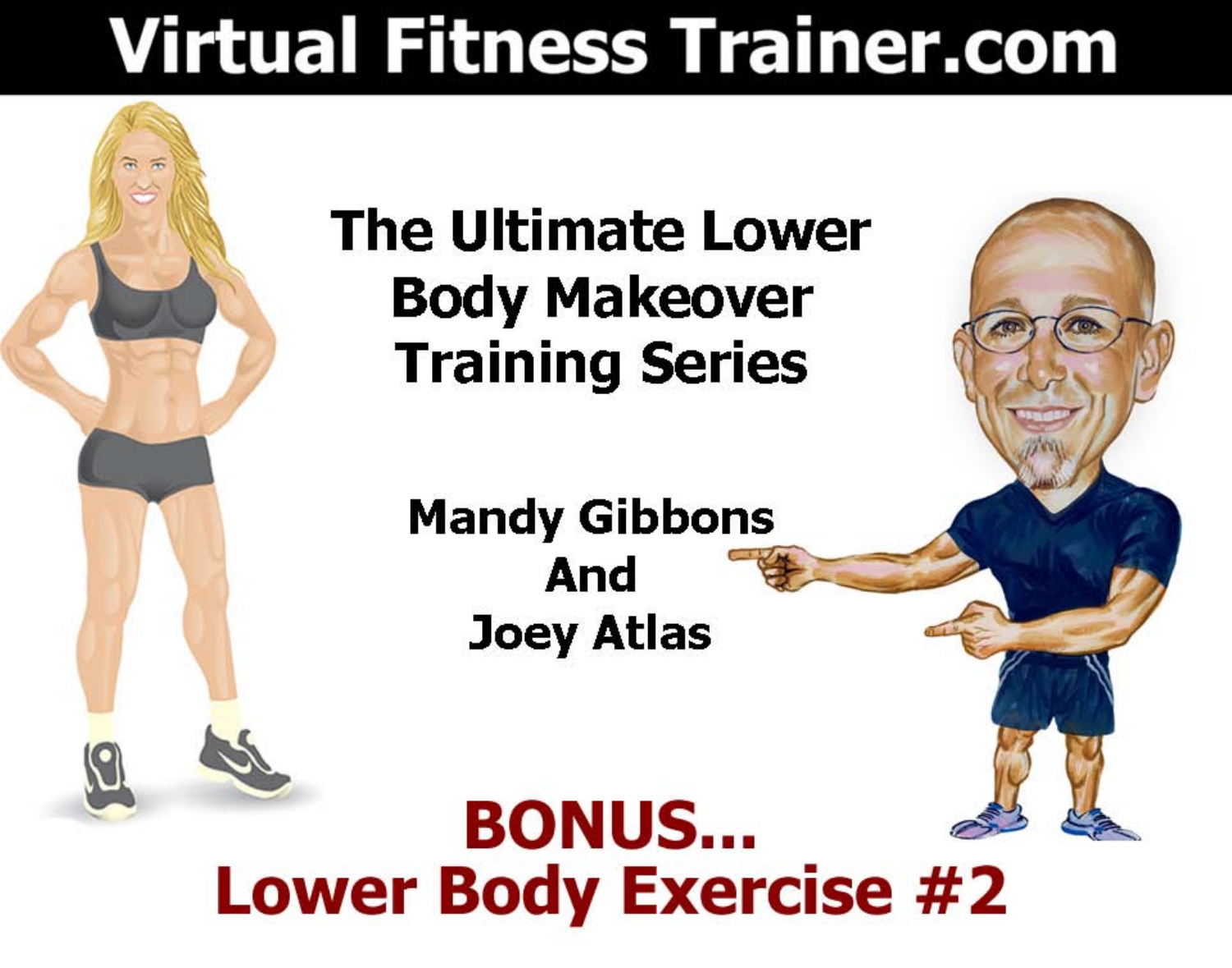# Virtual Fitness Trainer.com

## The Ultimate Lower Body Makeover Training Series

**Mandy Gibbons**
**And**
**Joey Atlas**

## BONUS...
## Lower Body Exercise #2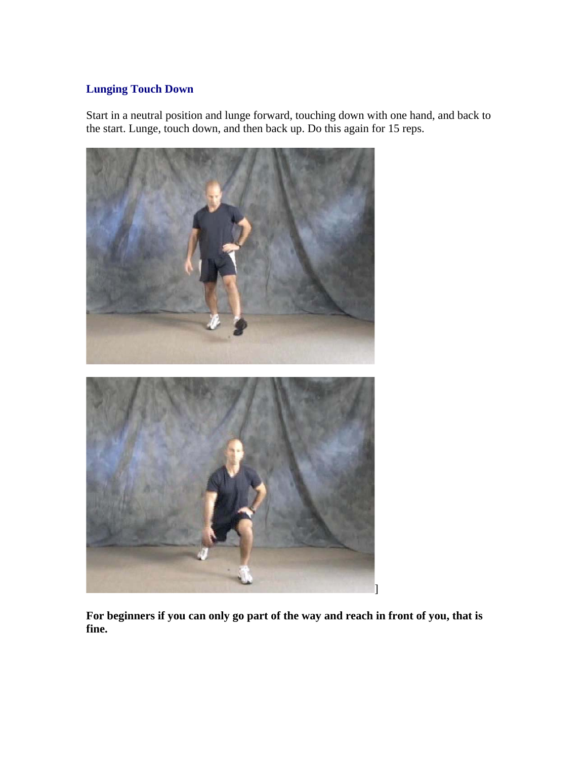### Lunging Touch Down

Start in a neutral position and lunge forward, touching down with one hand, and back to the start. Lunge, touch down, and then back up. Do this again for 15 reps.

]

**For beginners if you can only go part of the way and reach in front of you, that is fine.**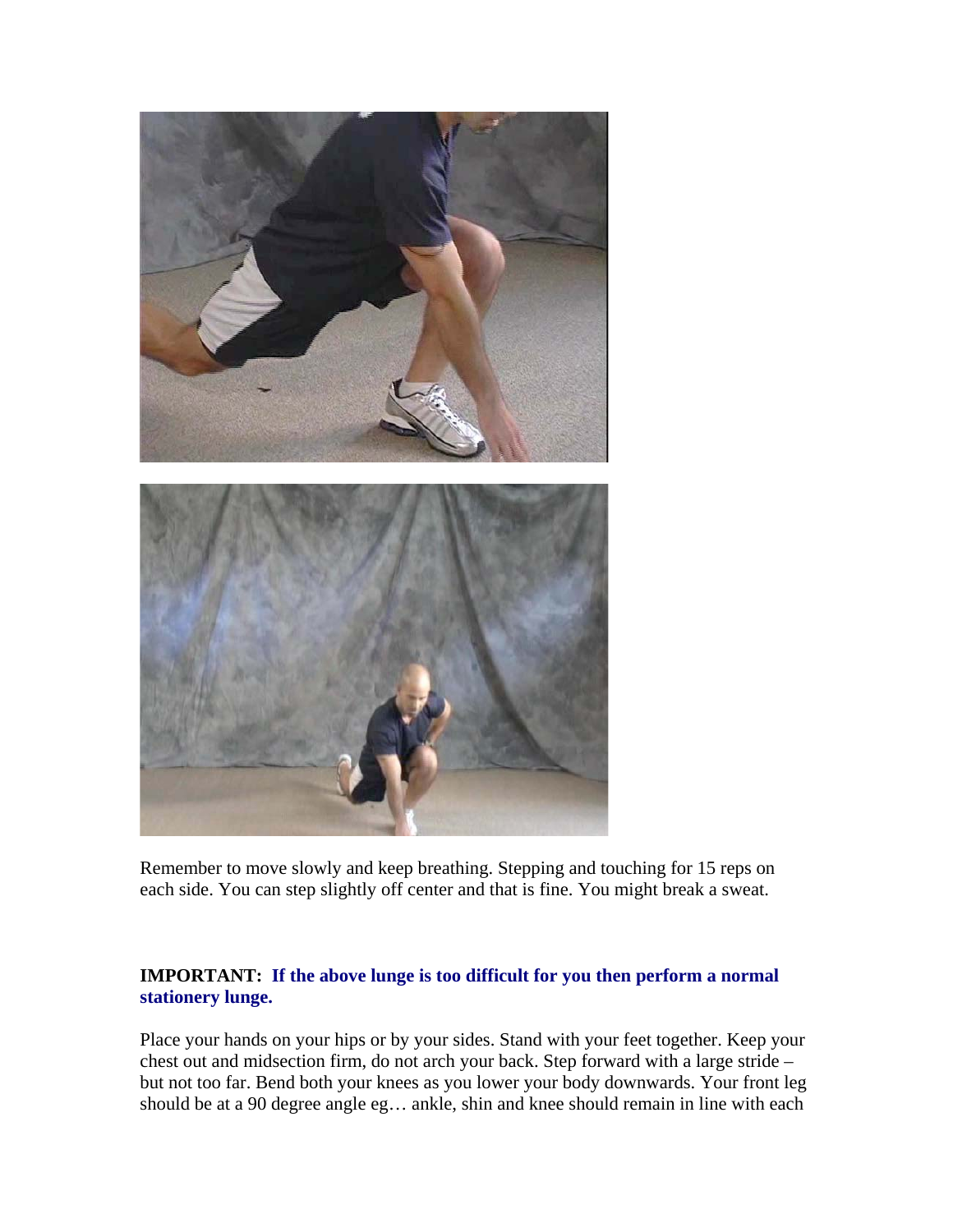Remember to move slowly and keep breathing. Stepping and touching for 15 reps on each side. You can step slightly off center and that is fine. You might break a sweat.

**IMPORTANT: If the above lunge is too difficult for you then perform a normal stationery lunge.**

Place your hands on your hips or by your sides. Stand with your feet together. Keep your chest out and midsection firm, do not arch your back. Step forward with a large stride – but not too far. Bend both your knees as you lower your body downwards. Your front leg should be at a 90 degree angle eg… ankle, shin and knee should remain in line with each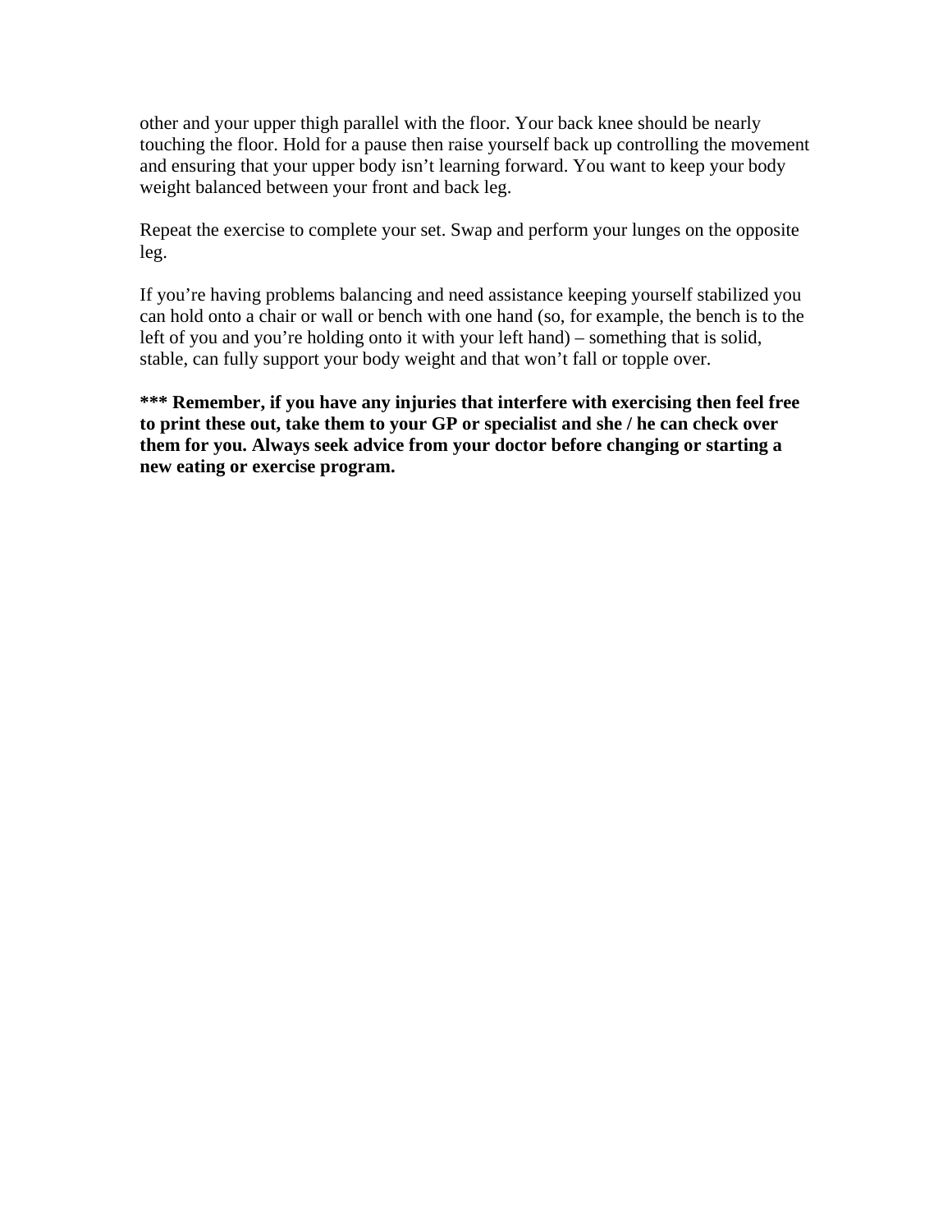other and your upper thigh parallel with the floor. Your back knee should be nearly touching the floor. Hold for a pause then raise yourself back up controlling the movement and ensuring that your upper body isn't learning forward. You want to keep your body weight balanced between your front and back leg.

Repeat the exercise to complete your set. Swap and perform your lunges on the opposite leg.

If you're having problems balancing and need assistance keeping yourself stabilized you can hold onto a chair or wall or bench with one hand (so, for example, the bench is to the left of you and you're holding onto it with your left hand) – something that is solid, stable, can fully support your body weight and that won't fall or topple over.

**\*\*\* Remember, if you have any injuries that interfere with exercising then feel free to print these out, take them to your GP or specialist and she / he can check over them for you. Always seek advice from your doctor before changing or starting a new eating or exercise program.**